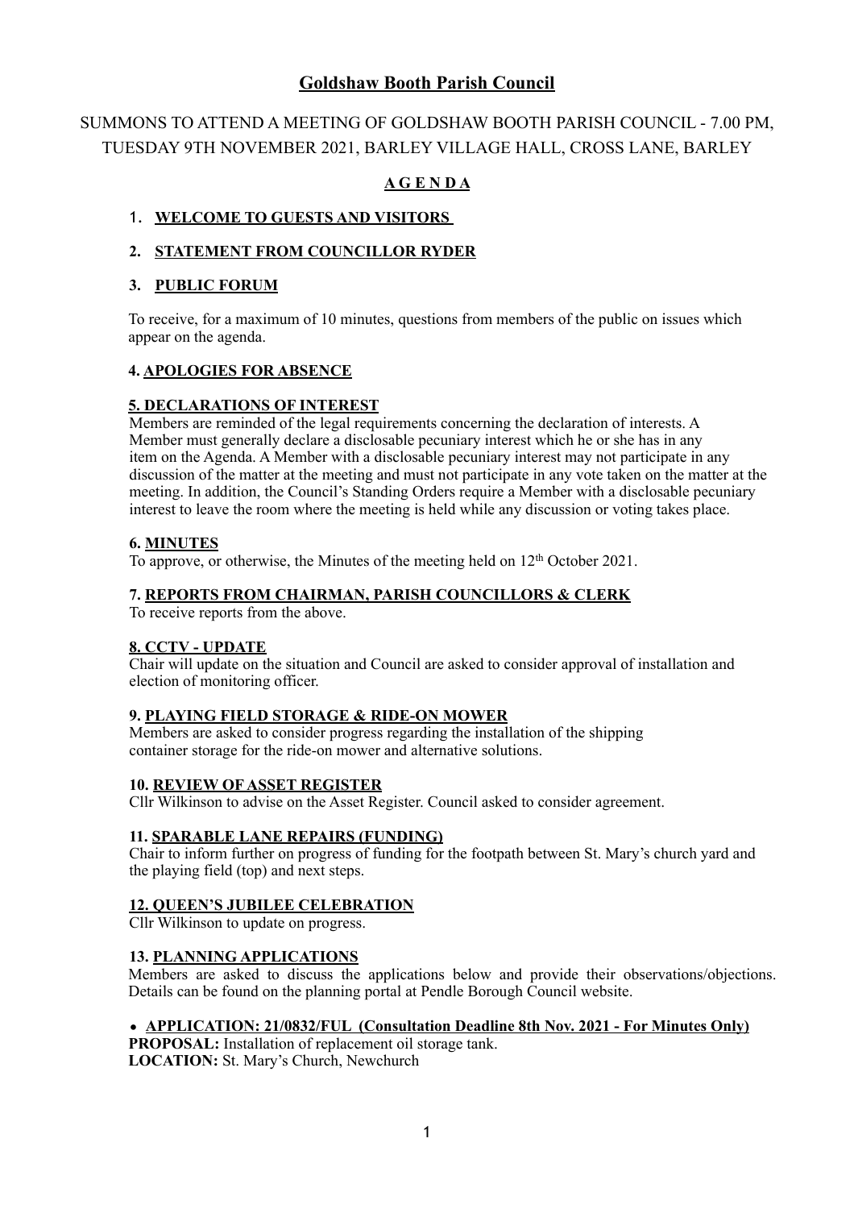# Goldshaw Booth Parish Council

SUMMONS TO ATTEND A MEETING OF GOLDSHAW BOOTH PARISH COUNCIL - 7.00 PM, TUESDAY 9TH NOVEMBER 2021, BARLEY VILLAGE HALL, CROSS LANE, BARLEY

## A G E N D A

1. **WELCOME TO GUESTS AND VISITORS**

2. **STATEMENT FROM COUNCILLOR RYDER**

3. **PUBLIC FORUM**

To receive, for a maximum of 10 minutes, questions from members of the public on issues which appear on the agenda.

**4. APOLOGIES FOR ABSENCE**

**5. DECLARATIONS OF INTEREST**

Members are reminded of the legal requirements concerning the declaration of interests. A Member must generally declare a disclosable pecuniary interest which he or she has in any item on the Agenda. A Member with a disclosable pecuniary interest may not participate in any discussion of the matter at the meeting and must not participate in any vote taken on the matter at the meeting. In addition, the Council's Standing Orders require a Member with a disclosable pecuniary interest to leave the room where the meeting is held while any discussion or voting takes place.

**6. MINUTES**

To approve, or otherwise, the Minutes of the meeting held on 12th October 2021.

**7. REPORTS FROM CHAIRMAN, PARISH COUNCILLORS & CLERK**

To receive reports from the above.

**8. CCTV - UPDATE**

Chair will update on the situation and Council are asked to consider approval of installation and election of monitoring officer.

**9. PLAYING FIELD STORAGE & RIDE-ON MOWER**

Members are asked to consider progress regarding the installation of the shipping container storage for the ride-on mower and alternative solutions.

**10. REVIEW OF ASSET REGISTER**

Cllr Wilkinson to advise on the Asset Register. Council asked to consider agreement.

**11. SPARABLE LANE REPAIRS (FUNDING)**

Chair to inform further on progress of funding for the footpath between St. Mary's church yard and the playing field (top) and next steps.

**12. QUEEN'S JUBILEE CELEBRATION**

Cllr Wilkinson to update on progress.

**13. PLANNING APPLICATIONS**

Members are asked to discuss the applications below and provide their observations/objections. Details can be found on the planning portal at Pendle Borough Council website.

- **APPLICATION: 21/0832/FUL (Consultation Deadline 8th Nov. 2021 - For Minutes Only)**
  **PROPOSAL:** Installation of replacement oil storage tank.
  **LOCATION:** St. Mary's Church, Newchurch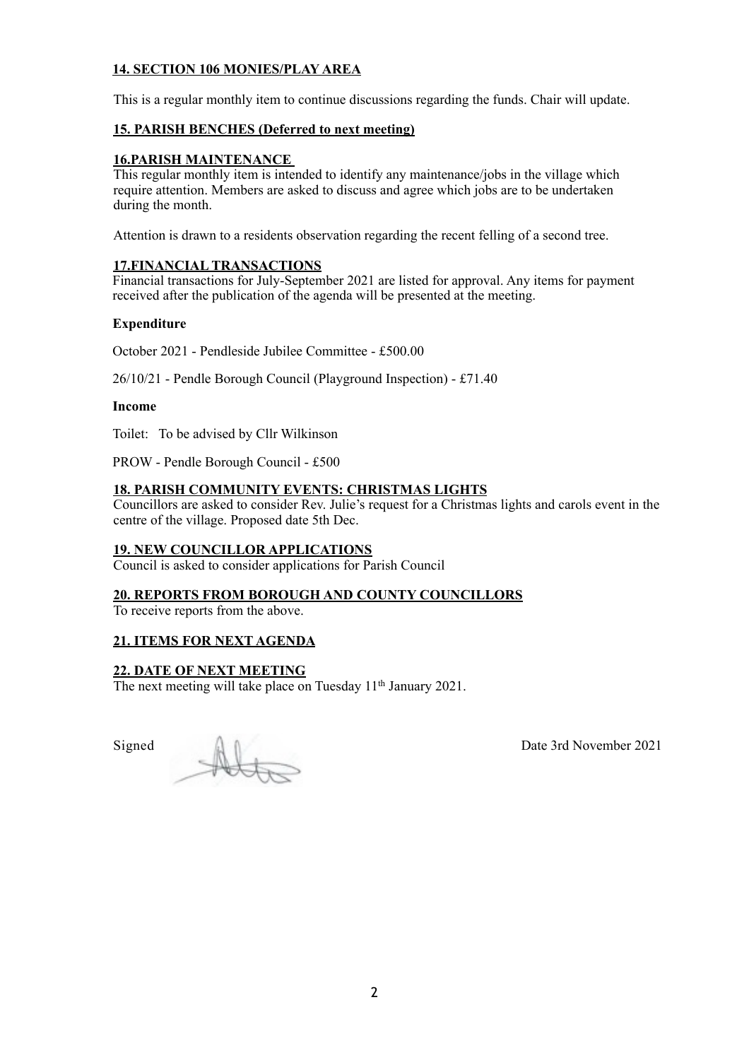**14. SECTION 106 MONIES/PLAY AREA**

This is a regular monthly item to continue discussions regarding the funds. Chair will update.

**15. PARISH BENCHES (Deferred to next meeting)**

**16.PARISH MAINTENANCE**

This regular monthly item is intended to identify any maintenance/jobs in the village which require attention. Members are asked to discuss and agree which jobs are to be undertaken during the month.

Attention is drawn to a residents observation regarding the recent felling of a second tree.

**17.FINANCIAL TRANSACTIONS**

Financial transactions for July-September 2021 are listed for approval. Any items for payment received after the publication of the agenda will be presented at the meeting.

**Expenditure**

October 2021 - Pendleside Jubilee Committee - £500.00

26/10/21 - Pendle Borough Council (Playground Inspection) - £71.40

**Income**

Toilet: To be advised by Cllr Wilkinson

PROW - Pendle Borough Council - £500

**18. PARISH COMMUNITY EVENTS: CHRISTMAS LIGHTS**

Councillors are asked to consider Rev. Julie's request for a Christmas lights and carols event in the centre of the village. Proposed date 5th Dec.

**19. NEW COUNCILLOR APPLICATIONS**

Council is asked to consider applications for Parish Council

**20. REPORTS FROM BOROUGH AND COUNTY COUNCILLORS**

To receive reports from the above.

**21. ITEMS FOR NEXT AGENDA**

**22. DATE OF NEXT MEETING**

The next meeting will take place on Tuesday 11th January 2021.

Signed Date 3rd November 2021